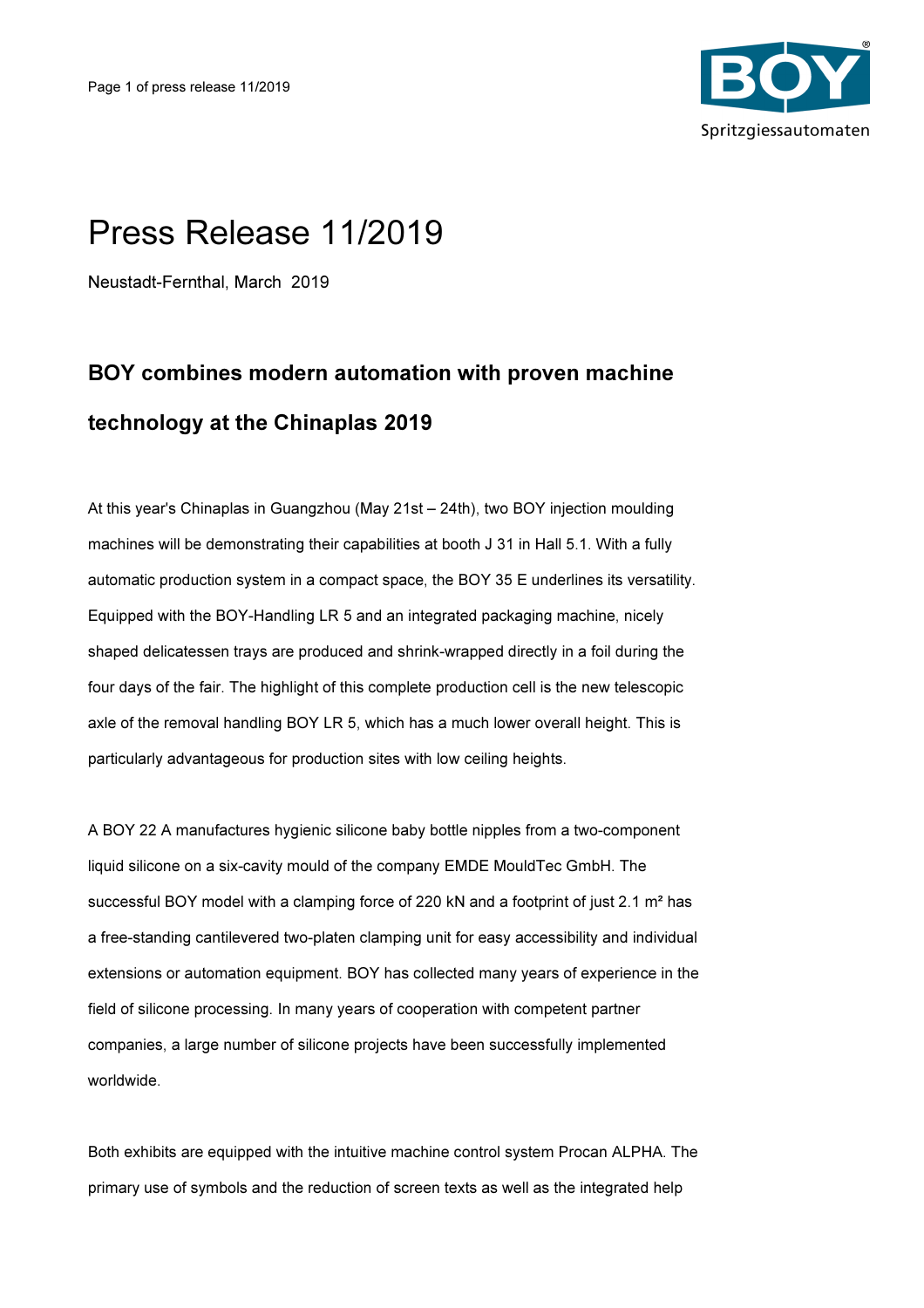# Press Release 11/2019

Neustadt-Fernthal, March 2019

## BOY combines modern automation with proven machine technology at the Chinaplas 2019

At this year's Chinaplas in Guangzhou (May 21st – 24th), two BOY injection moulding machines will be demonstrating their capabilities at booth J 31 in Hall 5.1. With a fully automatic production system in a compact space, the BOY 35 E underlines its versatility. Equipped with the BOY-Handling LR 5 and an integrated packaging machine, nicely shaped delicatessen trays are produced and shrink-wrapped directly in a foil during the four days of the fair. The highlight of this complete production cell is the new telescopic axle of the removal handling BOY LR 5, which has a much lower overall height. This is particularly advantageous for production sites with low ceiling heights.

A BOY 22 A manufactures hygienic silicone baby bottle nipples from a two-component liquid silicone on a six-cavity mould of the company EMDE MouldTec GmbH. The successful BOY model with a clamping force of 220 kN and a footprint of just 2.1 m² has a free-standing cantilevered two-platen clamping unit for easy accessibility and individual extensions or automation equipment. BOY has collected many years of experience in the field of silicone processing. In many years of cooperation with competent partner companies, a large number of silicone projects have been successfully implemented worldwide.

Both exhibits are equipped with the intuitive machine control system Procan ALPHA. The primary use of symbols and the reduction of screen texts as well as the integrated help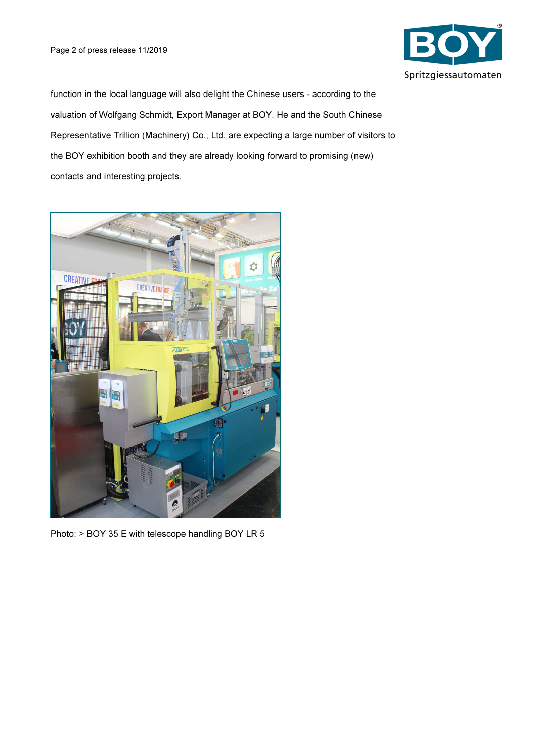function in the local language will also delight the Chinese users - according to the valuation of Wolfgang Schmidt, Export Manager at BOY. He and the South Chinese Representative Trillion (Machinery) Co., Ltd. are expecting a large number of visitors to the BOY exhibition booth and they are already looking forward to promising (new) contacts and interesting projects.

Photo: > BOY 35 E with telescope handling BOY LR 5